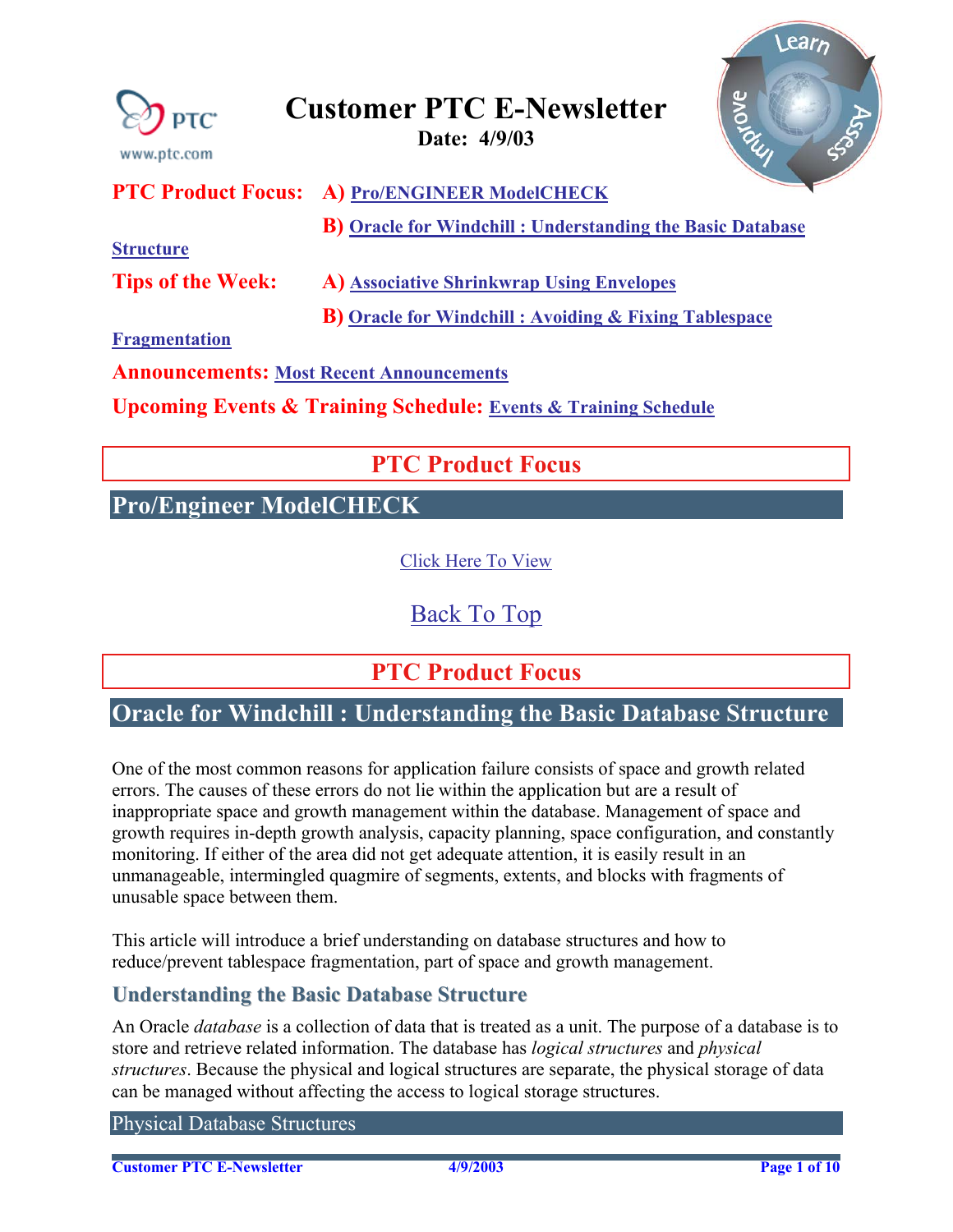# Customer PTC E-Newsletter

**Date: 4/9/03**

**PTC Product Focus:** **A)** Pro/ENGINEER ModelCHECK

**B)** Oracle for Windchill : Understanding the Basic Database Structure

**Tips of the Week:** **A)** Associative Shrinkwrap Using Envelopes

**B)** Oracle for Windchill : Avoiding & Fixing Tablespace Fragmentation

**Announcements:** Most Recent Announcements

**Upcoming Events & Training Schedule:** Events & Training Schedule

## PTC Product Focus

## Pro/Engineer ModelCHECK

Click Here To View

Back To Top

## PTC Product Focus

## Oracle for Windchill : Understanding the Basic Database Structure

One of the most common reasons for application failure consists of space and growth related errors. The causes of these errors do not lie within the application but are a result of inappropriate space and growth management within the database. Management of space and growth requires in-depth growth analysis, capacity planning, space configuration, and constantly monitoring. If either of the area did not get adequate attention, it is easily result in an unmanageable, intermingled quagmire of segments, extents, and blocks with fragments of unusable space between them.

This article will introduce a brief understanding on database structures and how to reduce/prevent tablespace fragmentation, part of space and growth management.

### Understanding the Basic Database Structure

An Oracle *database* is a collection of data that is treated as a unit. The purpose of a database is to store and retrieve related information. The database has *logical structures* and *physical structures*. Because the physical and logical structures are separate, the physical storage of data can be managed without affecting the access to logical storage structures.

#### Physical Database Structures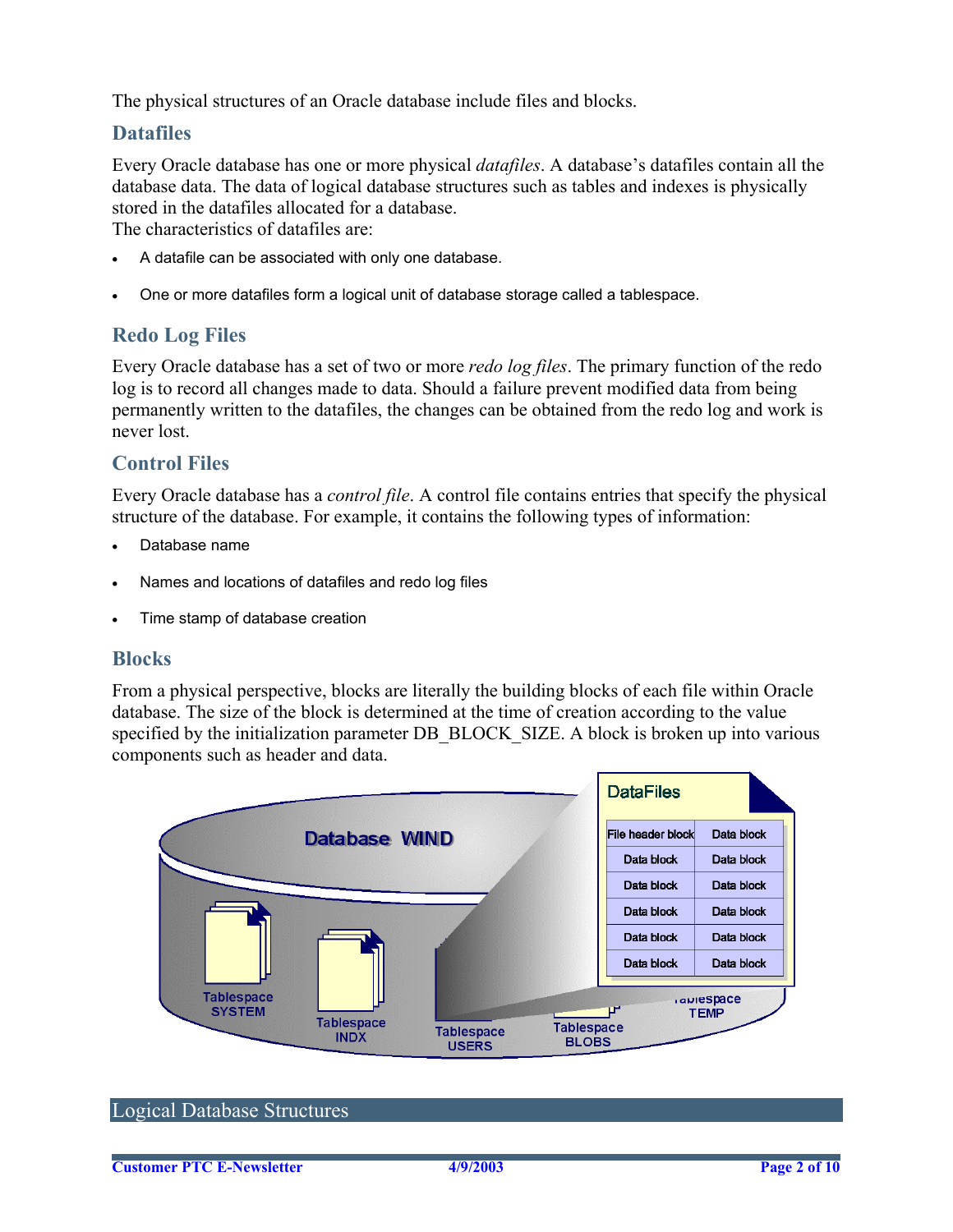The physical structures of an Oracle database include files and blocks.

### Datafiles

Every Oracle database has one or more physical *datafiles*. A database's datafiles contain all the database data. The data of logical database structures such as tables and indexes is physically stored in the datafiles allocated for a database.
The characteristics of datafiles are:

- A datafile can be associated with only one database.
- One or more datafiles form a logical unit of database storage called a tablespace.

### Redo Log Files

Every Oracle database has a set of two or more *redo log files*. The primary function of the redo log is to record all changes made to data. Should a failure prevent modified data from being permanently written to the datafiles, the changes can be obtained from the redo log and work is never lost.

### Control Files

Every Oracle database has a *control file*. A control file contains entries that specify the physical structure of the database. For example, it contains the following types of information:

- Database name
- Names and locations of datafiles and redo log files
- Time stamp of database creation

### Blocks

From a physical perspective, blocks are literally the building blocks of each file within Oracle database. The size of the block is determined at the time of creation according to the value specified by the initialization parameter DB_BLOCK_SIZE. A block is broken up into various components such as header and data.

## Logical Database Structures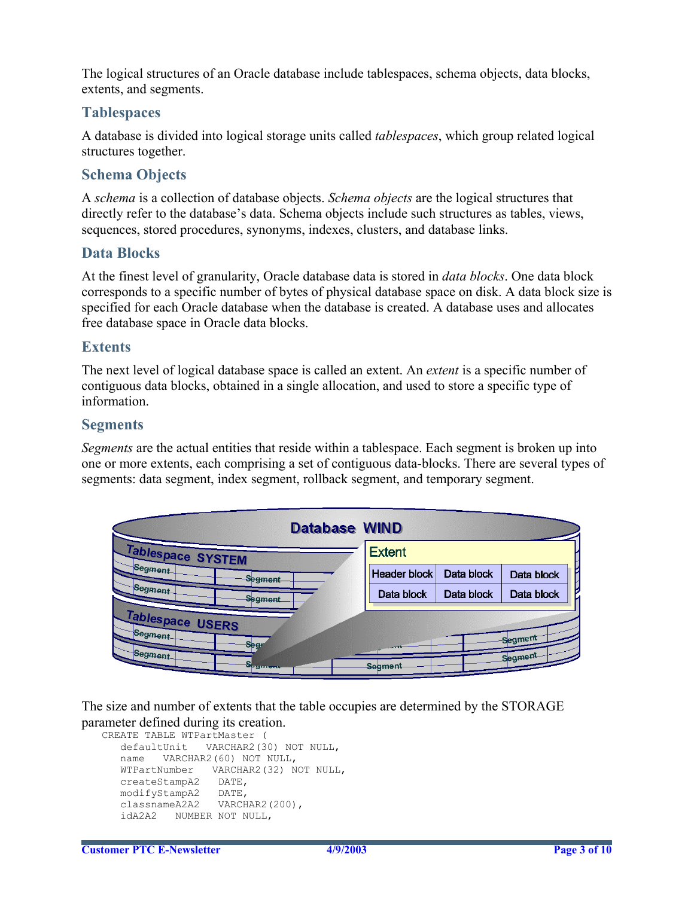The logical structures of an Oracle database include tablespaces, schema objects, data blocks, extents, and segments.

## Tablespaces

A database is divided into logical storage units called *tablespaces*, which group related logical structures together.

## Schema Objects

A *schema* is a collection of database objects. *Schema objects* are the logical structures that directly refer to the database's data. Schema objects include such structures as tables, views, sequences, stored procedures, synonyms, indexes, clusters, and database links.

## Data Blocks

At the finest level of granularity, Oracle database data is stored in *data blocks*. One data block corresponds to a specific number of bytes of physical database space on disk. A data block size is specified for each Oracle database when the database is created. A database uses and allocates free database space in Oracle data blocks.

## Extents

The next level of logical database space is called an extent. An *extent* is a specific number of contiguous data blocks, obtained in a single allocation, and used to store a specific type of information.

## Segments

*Segments* are the actual entities that reside within a tablespace. Each segment is broken up into one or more extents, each comprising a set of contiguous data-blocks. There are several types of segments: data segment, index segment, rollback segment, and temporary segment.

The size and number of extents that the table occupies are determined by the STORAGE parameter defined during its creation.

```
CREATE TABLE WTPartMaster (
   defaultUnit   VARCHAR2(30) NOT NULL,
   name   VARCHAR2(60) NOT NULL,
   WTPartNumber   VARCHAR2(32) NOT NULL,
   createStampA2   DATE,
   modifyStampA2   DATE,
   classnameA2A2   VARCHAR2(200),
   idA2A2   NUMBER NOT NULL,
```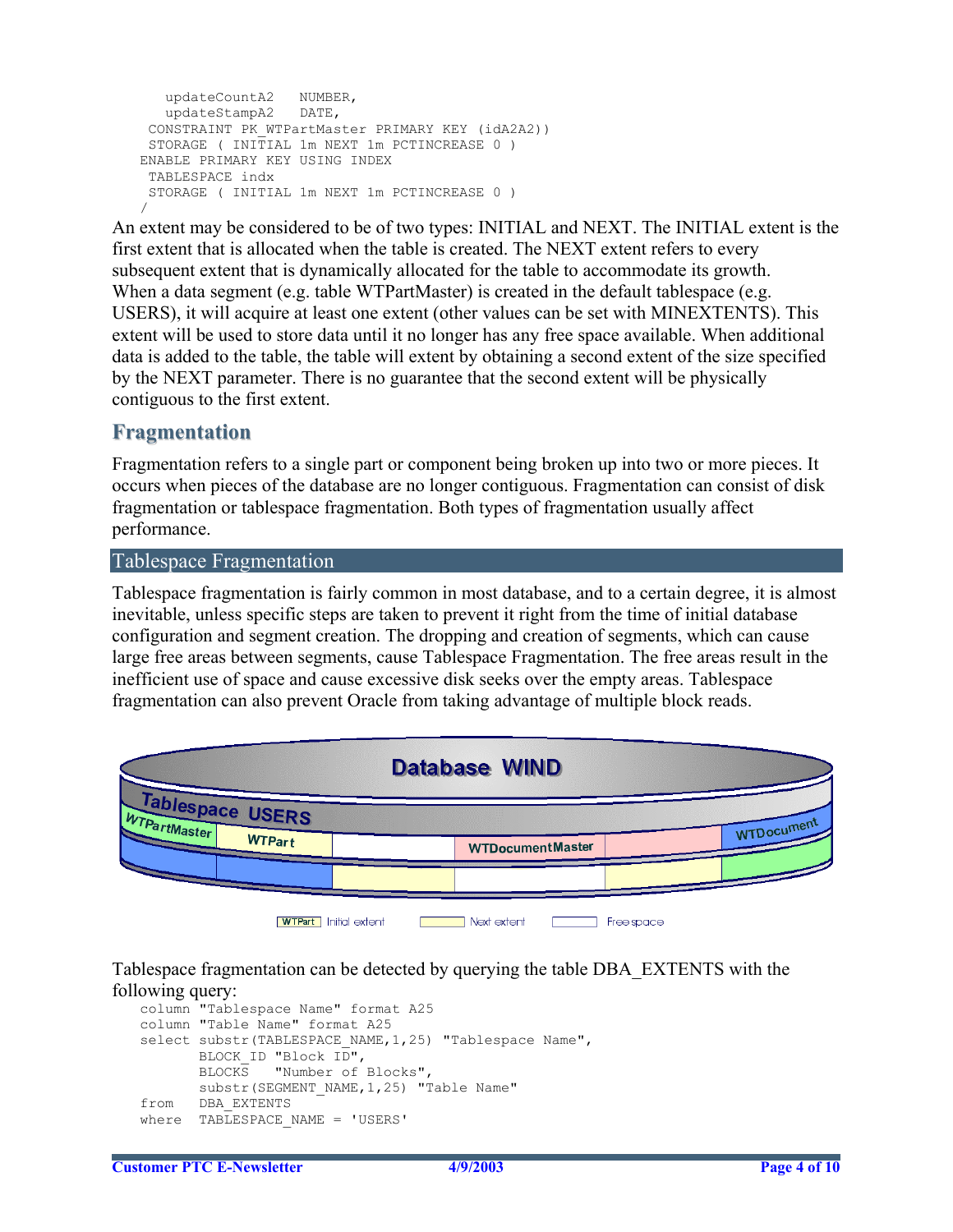```
    updateCountA2   NUMBER,
    updateStampA2   DATE,
  CONSTRAINT PK_WTPartMaster PRIMARY KEY (idA2A2))
  STORAGE ( INITIAL 1m NEXT 1m PCTINCREASE 0 )
 ENABLE PRIMARY KEY USING INDEX
  TABLESPACE indx
  STORAGE ( INITIAL 1m NEXT 1m PCTINCREASE 0 )
 /
```

An extent may be considered to be of two types: INITIAL and NEXT. The INITIAL extent is the first extent that is allocated when the table is created. The NEXT extent refers to every subsequent extent that is dynamically allocated for the table to accommodate its growth. When a data segment (e.g. table WTPartMaster) is created in the default tablespace (e.g. USERS), it will acquire at least one extent (other values can be set with MINEXTENTS). This extent will be used to store data until it no longer has any free space available. When additional data is added to the table, the table will extent by obtaining a second extent of the size specified by the NEXT parameter. There is no guarantee that the second extent will be physically contiguous to the first extent.

## Fragmentation

Fragmentation refers to a single part or component being broken up into two or more pieces. It occurs when pieces of the database are no longer contiguous. Fragmentation can consist of disk fragmentation or tablespace fragmentation. Both types of fragmentation usually affect performance.

### Tablespace Fragmentation

Tablespace fragmentation is fairly common in most database, and to a certain degree, it is almost inevitable, unless specific steps are taken to prevent it right from the time of initial database configuration and segment creation. The dropping and creation of segments, which can cause large free areas between segments, cause Tablespace Fragmentation. The free areas result in the inefficient use of space and cause excessive disk seeks over the empty areas. Tablespace fragmentation can also prevent Oracle from taking advantage of multiple block reads.

Tablespace fragmentation can be detected by querying the table DBA_EXTENTS with the following query:

```
column "Tablespace Name" format A25
column "Table Name" format A25
select substr(TABLESPACE_NAME,1,25) "Tablespace Name",
       BLOCK_ID "Block ID",
       BLOCKS   "Number of Blocks",
       substr(SEGMENT_NAME,1,25) "Table Name"
from   DBA_EXTENTS
where  TABLESPACE_NAME = 'USERS'
```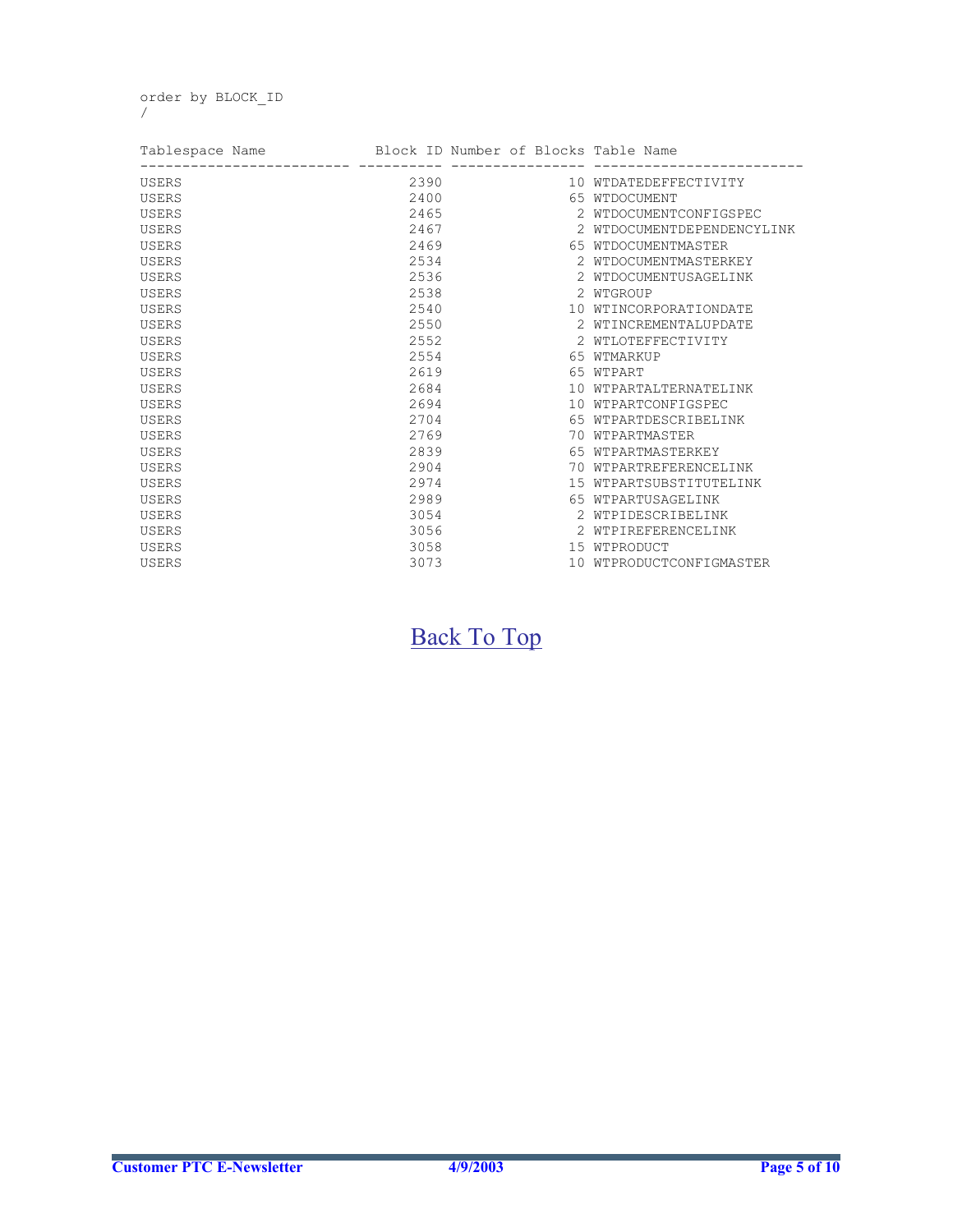```
order by BLOCK_ID
/

Tablespace Name            Block ID Number of Blocks Table Name
------------------------- ---------- ---------------- -------------------------
USERS                           2390               10 WTDATEDEFFECTIVITY
USERS                           2400               65 WTDOCUMENT
USERS                           2465                2 WTDOCUMENTCONFIGSPEC
USERS                           2467                2 WTDOCUMENTDEPENDENCYLINK
USERS                           2469               65 WTDOCUMENTMASTER
USERS                           2534                2 WTDOCUMENTMASTERKEY
USERS                           2536                2 WTDOCUMENTUSAGELINK
USERS                           2538                2 WTGROUP
USERS                           2540               10 WTINCORPORATIONDATE
USERS                           2550                2 WTINCREMENTALUPDATE
USERS                           2552                2 WTLOTEFFECTIVITY
USERS                           2554               65 WTMARKUP
USERS                           2619               65 WTPART
USERS                           2684               10 WTPARTALTERNATELINK
USERS                           2694               10 WTPARTCONFIGSPEC
USERS                           2704               65 WTPARTDESCRIBELINK
USERS                           2769               70 WTPARTMASTER
USERS                           2839               65 WTPARTMASTERKEY
USERS                           2904               70 WTPARTREFERENCELINK
USERS                           2974               15 WTPARTSUBSTITUTELINK
USERS                           2989               65 WTPARTUSAGELINK
USERS                           3054                2 WTPIDESCRIBELINK
USERS                           3056                2 WTPIREFERENCELINK
USERS                           3058               15 WTPRODUCT
USERS                           3073               10 WTPRODUCTCONFIGMASTER
```

Back To Top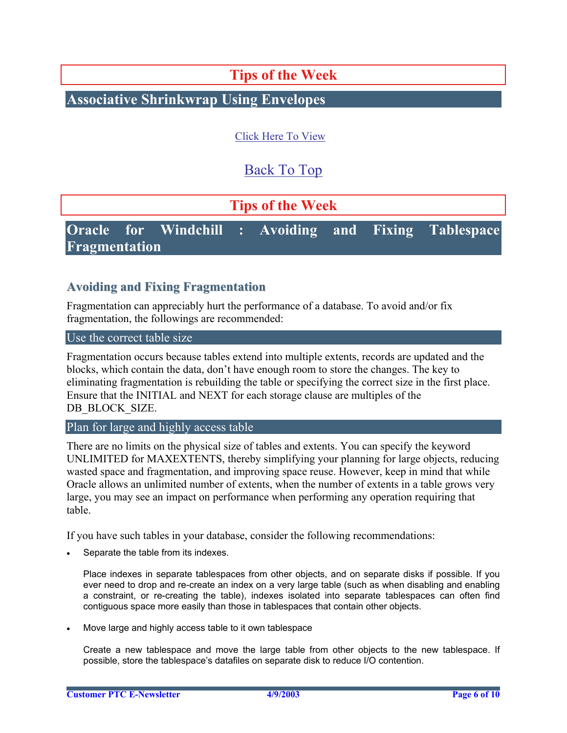## Tips of the Week

## Associative Shrinkwrap Using Envelopes

Click Here To View

Back To Top

## Tips of the Week

## Oracle for Windchill : Avoiding and Fixing Tablespace Fragmentation

### Avoiding and Fixing Fragmentation

Fragmentation can appreciably hurt the performance of a database. To avoid and/or fix fragmentation, the followings are recommended:

#### Use the correct table size

Fragmentation occurs because tables extend into multiple extents, records are updated and the blocks, which contain the data, don't have enough room to store the changes. The key to eliminating fragmentation is rebuilding the table or specifying the correct size in the first place. Ensure that the INITIAL and NEXT for each storage clause are multiples of the DB_BLOCK_SIZE.

#### Plan for large and highly access table

There are no limits on the physical size of tables and extents. You can specify the keyword UNLIMITED for MAXEXTENTS, thereby simplifying your planning for large objects, reducing wasted space and fragmentation, and improving space reuse. However, keep in mind that while Oracle allows an unlimited number of extents, when the number of extents in a table grows very large, you may see an impact on performance when performing any operation requiring that table.

If you have such tables in your database, consider the following recommendations:

- Separate the table from its indexes.

  Place indexes in separate tablespaces from other objects, and on separate disks if possible. If you ever need to drop and re-create an index on a very large table (such as when disabling and enabling a constraint, or re-creating the table), indexes isolated into separate tablespaces can often find contiguous space more easily than those in tablespaces that contain other objects.

- Move large and highly access table to it own tablespace

  Create a new tablespace and move the large table from other objects to the new tablespace. If possible, store the tablespace's datafiles on separate disk to reduce I/O contention.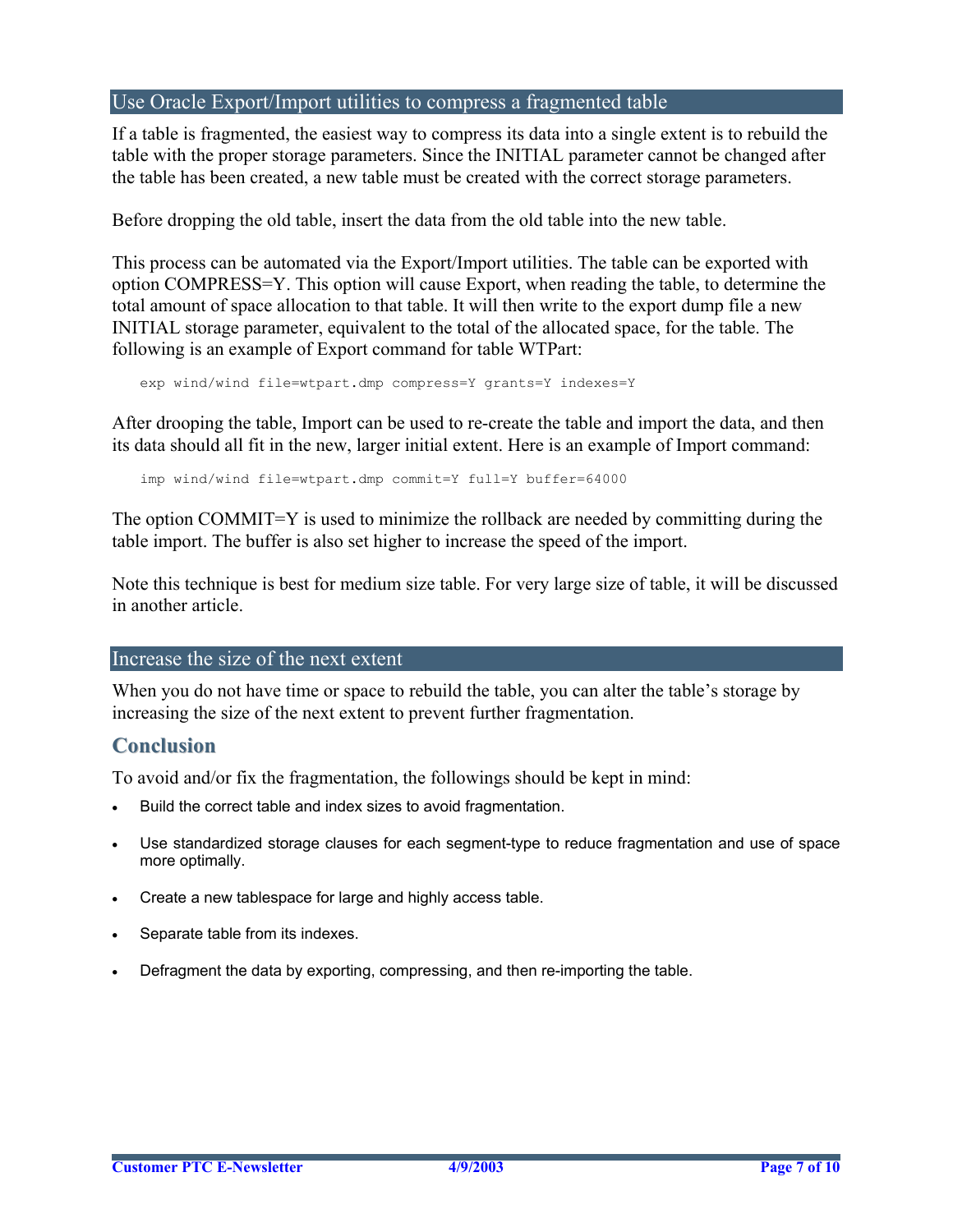## Use Oracle Export/Import utilities to compress a fragmented table

If a table is fragmented, the easiest way to compress its data into a single extent is to rebuild the table with the proper storage parameters. Since the INITIAL parameter cannot be changed after the table has been created, a new table must be created with the correct storage parameters.

Before dropping the old table, insert the data from the old table into the new table.

This process can be automated via the Export/Import utilities. The table can be exported with option COMPRESS=Y. This option will cause Export, when reading the table, to determine the total amount of space allocation to that table. It will then write to the export dump file a new INITIAL storage parameter, equivalent to the total of the allocated space, for the table. The following is an example of Export command for table WTPart:

```
exp wind/wind file=wtpart.dmp compress=Y grants=Y indexes=Y
```

After drooping the table, Import can be used to re-create the table and import the data, and then its data should all fit in the new, larger initial extent. Here is an example of Import command:

```
imp wind/wind file=wtpart.dmp commit=Y full=Y buffer=64000
```

The option COMMIT=Y is used to minimize the rollback are needed by committing during the table import. The buffer is also set higher to increase the speed of the import.

Note this technique is best for medium size table. For very large size of table, it will be discussed in another article.

## Increase the size of the next extent

When you do not have time or space to rebuild the table, you can alter the table's storage by increasing the size of the next extent to prevent further fragmentation.

## Conclusion

To avoid and/or fix the fragmentation, the followings should be kept in mind:

- Build the correct table and index sizes to avoid fragmentation.
- Use standardized storage clauses for each segment-type to reduce fragmentation and use of space more optimally.
- Create a new tablespace for large and highly access table.
- Separate table from its indexes.
- Defragment the data by exporting, compressing, and then re-importing the table.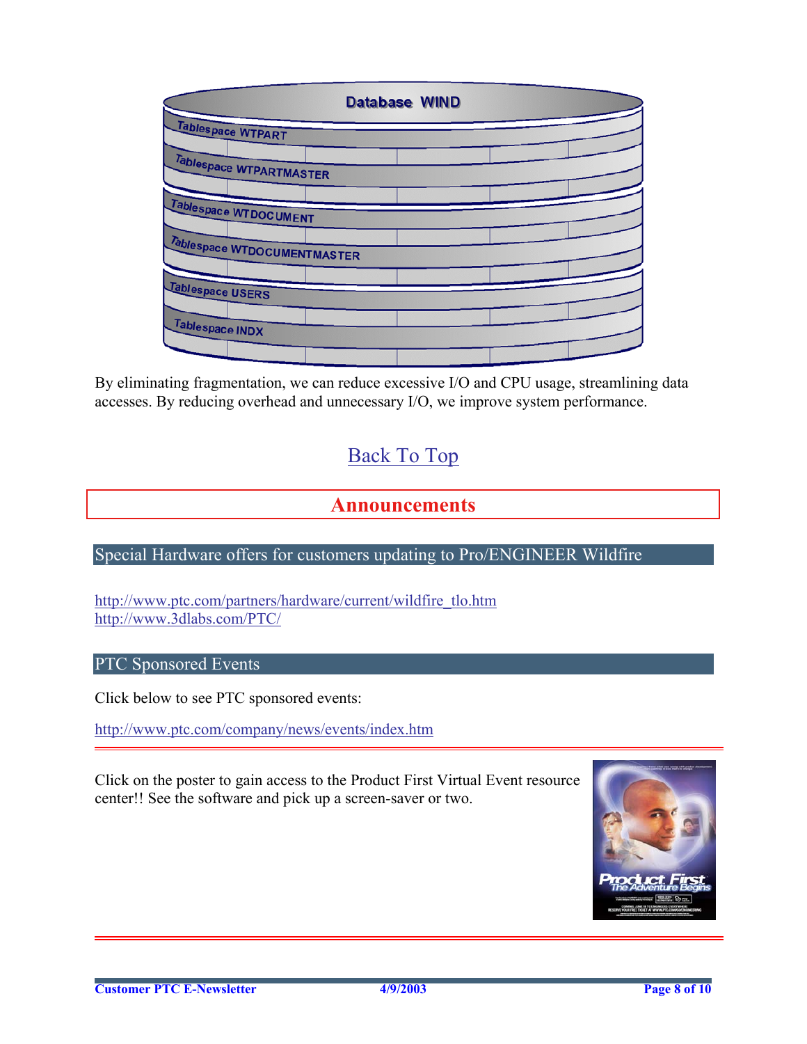Database WIND

Tablespace WTPART

Tablespace WTPARTMASTER

Tablespace WTDOCUMENT

Tablespace WTDOCUMENTMASTER

Tablespace USERS

Tablespace INDX

By eliminating fragmentation, we can reduce excessive I/O and CPU usage, streamlining data accesses. By reducing overhead and unnecessary I/O, we improve system performance.

Back To Top

## Announcements

### Special Hardware offers for customers updating to Pro/ENGINEER Wildfire

http://www.ptc.com/partners/hardware/current/wildfire_tlo.htm
http://www.3dlabs.com/PTC/

### PTC Sponsored Events

Click below to see PTC sponsored events:

http://www.ptc.com/company/news/events/index.htm

---

Click on the poster to gain access to the Product First Virtual Event resource center!! See the software and pick up a screen-saver or two.

---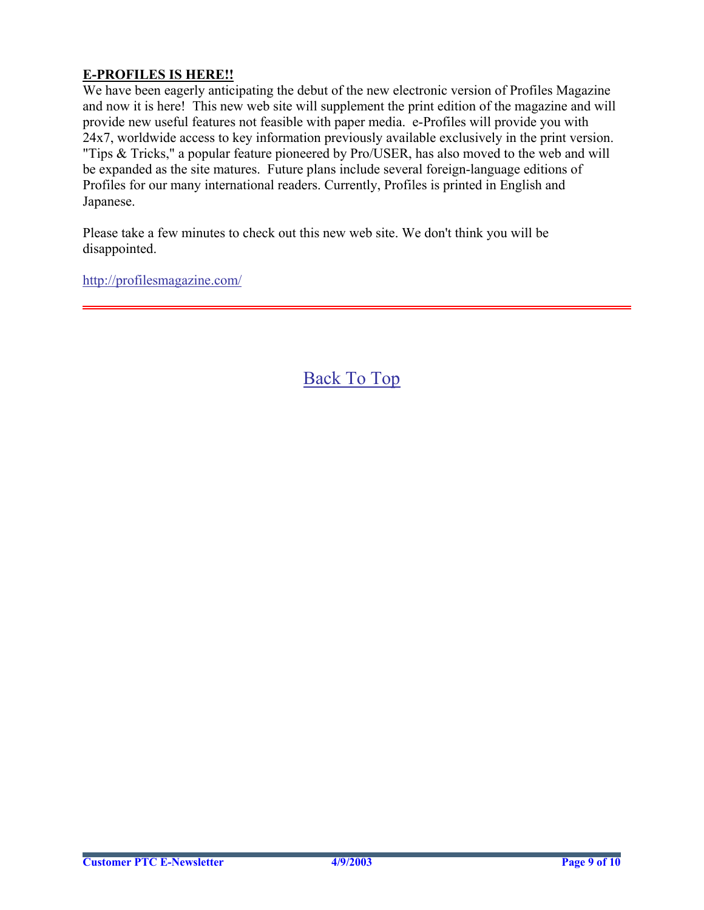**E-PROFILES IS HERE!!**

We have been eagerly anticipating the debut of the new electronic version of Profiles Magazine and now it is here! This new web site will supplement the print edition of the magazine and will provide new useful features not feasible with paper media. e-Profiles will provide you with 24x7, worldwide access to key information previously available exclusively in the print version. "Tips & Tricks," a popular feature pioneered by Pro/USER, has also moved to the web and will be expanded as the site matures. Future plans include several foreign-language editions of Profiles for our many international readers. Currently, Profiles is printed in English and Japanese.

Please take a few minutes to check out this new web site. We don't think you will be disappointed.

http://profilesmagazine.com/

---

Back To Top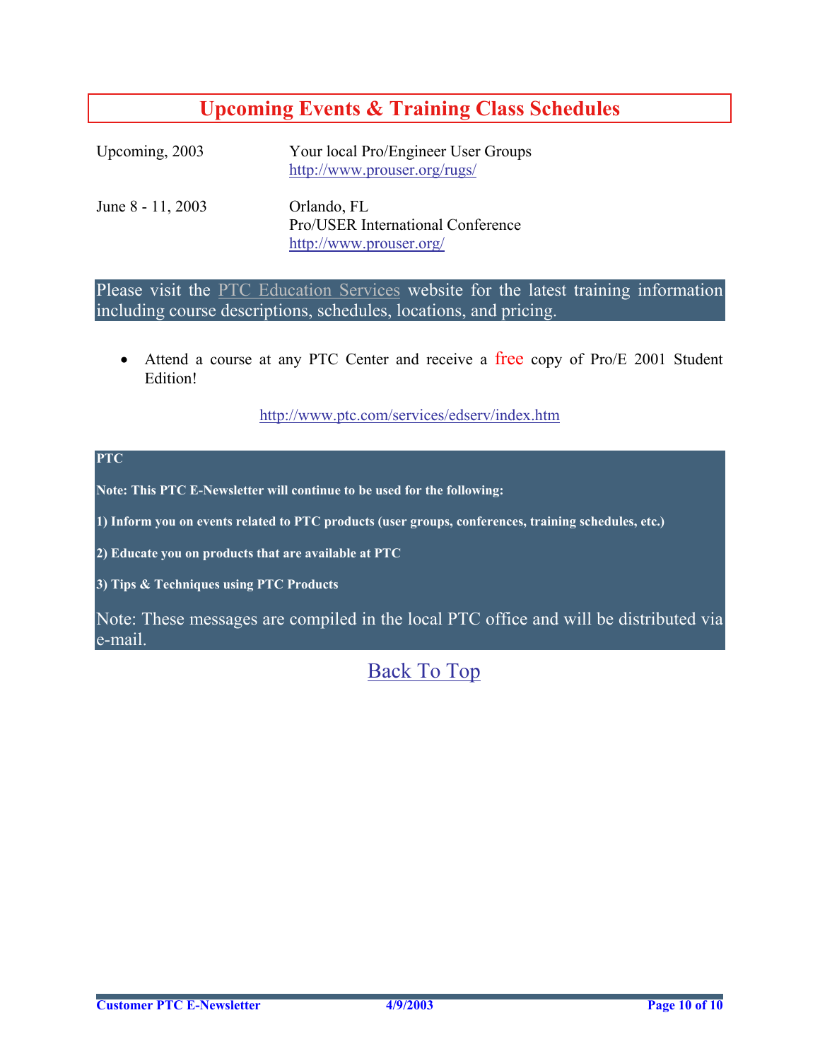## Upcoming Events & Training Class Schedules

| | |
|---|---|
| Upcoming, 2003 | Your local Pro/Engineer User Groups<br>http://www.prouser.org/rugs/ |
| June 8 - 11, 2003 | Orlando, FL<br>Pro/USER International Conference<br>http://www.prouser.org/ |

Please visit the PTC Education Services website for the latest training information including course descriptions, schedules, locations, and pricing.

- Attend a course at any PTC Center and receive a free copy of Pro/E 2001 Student Edition!

http://www.ptc.com/services/edserv/index.htm

**PTC**

**Note: This PTC E-Newsletter will continue to be used for the following:**

**1) Inform you on events related to PTC products (user groups, conferences, training schedules, etc.)**

**2) Educate you on products that are available at PTC**

**3) Tips & Techniques using PTC Products**

Note: These messages are compiled in the local PTC office and will be distributed via e-mail.

Back To Top